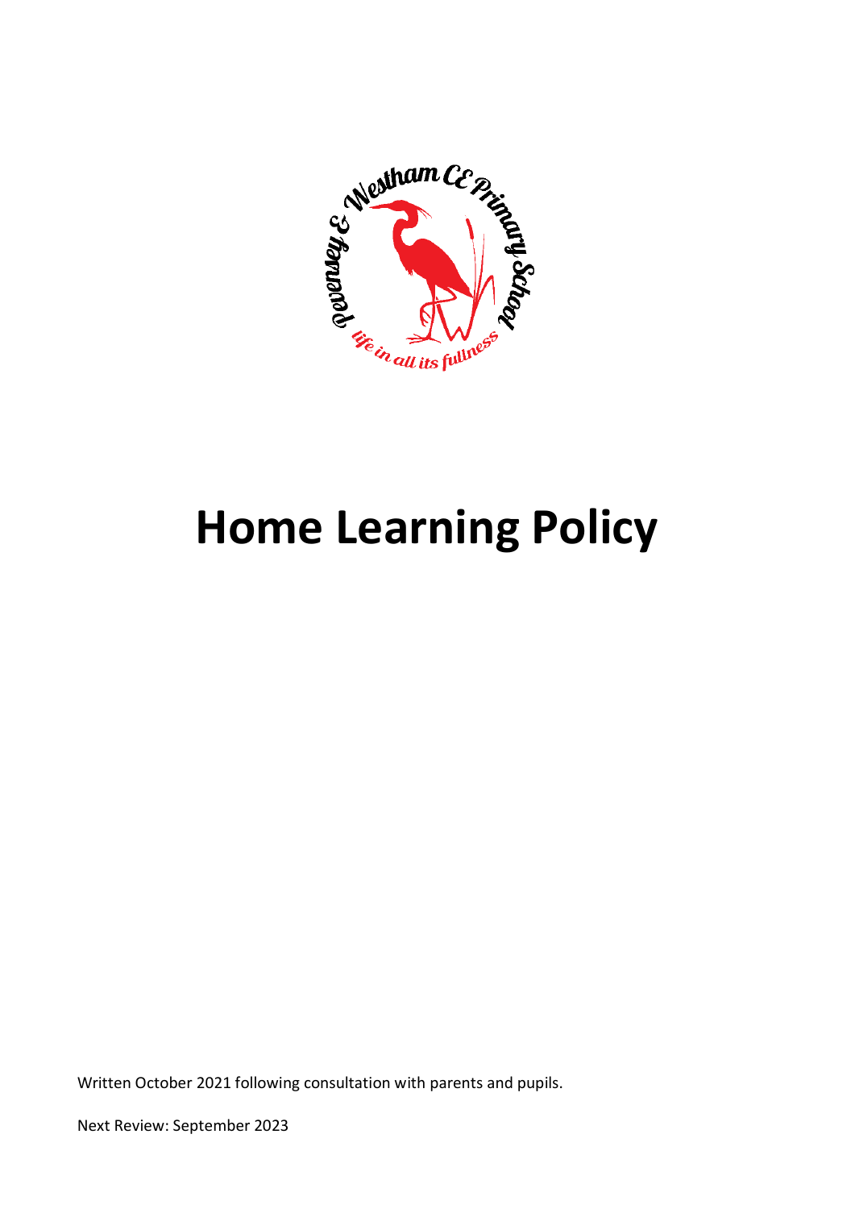# Home Learning Policy

Written October 2021 following consultation with parents and pupils.

Next Review: September 2023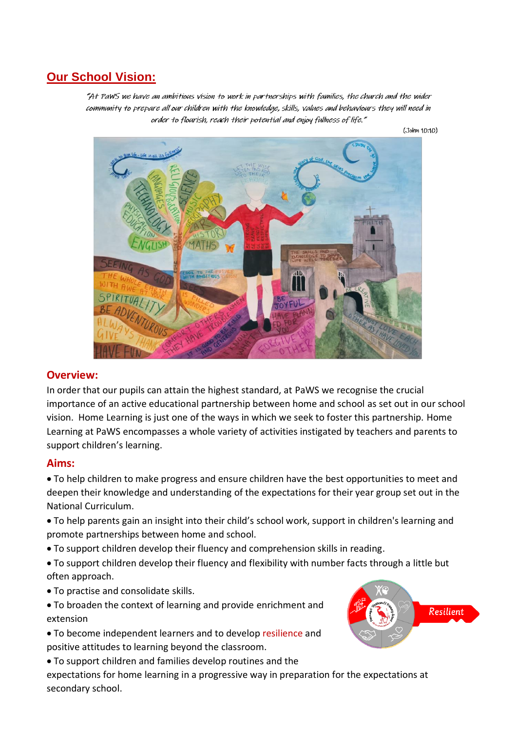## Our School Vision:

*"At PaWS we have an ambitious vision to work in partnerships with families, the church and the wider community to prepare all our children with the knowledge, skills, values and behaviours they will need in order to flourish, reach their potential and enjoy fullness of life."*

(John 10:10)

### Overview:

In order that our pupils can attain the highest standard, at PaWS we recognise the crucial importance of an active educational partnership between home and school as set out in our school vision. Home Learning is just one of the ways in which we seek to foster this partnership. Home Learning at PaWS encompasses a whole variety of activities instigated by teachers and parents to support children's learning.

### Aims:

- To help children to make progress and ensure children have the best opportunities to meet and deepen their knowledge and understanding of the expectations for their year group set out in the National Curriculum.
- To help parents gain an insight into their child's school work, support in children's learning and promote partnerships between home and school.
- To support children develop their fluency and comprehension skills in reading.
- To support children develop their fluency and flexibility with number facts through a little but often approach.
- To practise and consolidate skills.
- To broaden the context of learning and provide enrichment and extension
- To become independent learners and to develop resilience and positive attitudes to learning beyond the classroom.
- To support children and families develop routines and the expectations for home learning in a progressive way in preparation for the expectations at secondary school.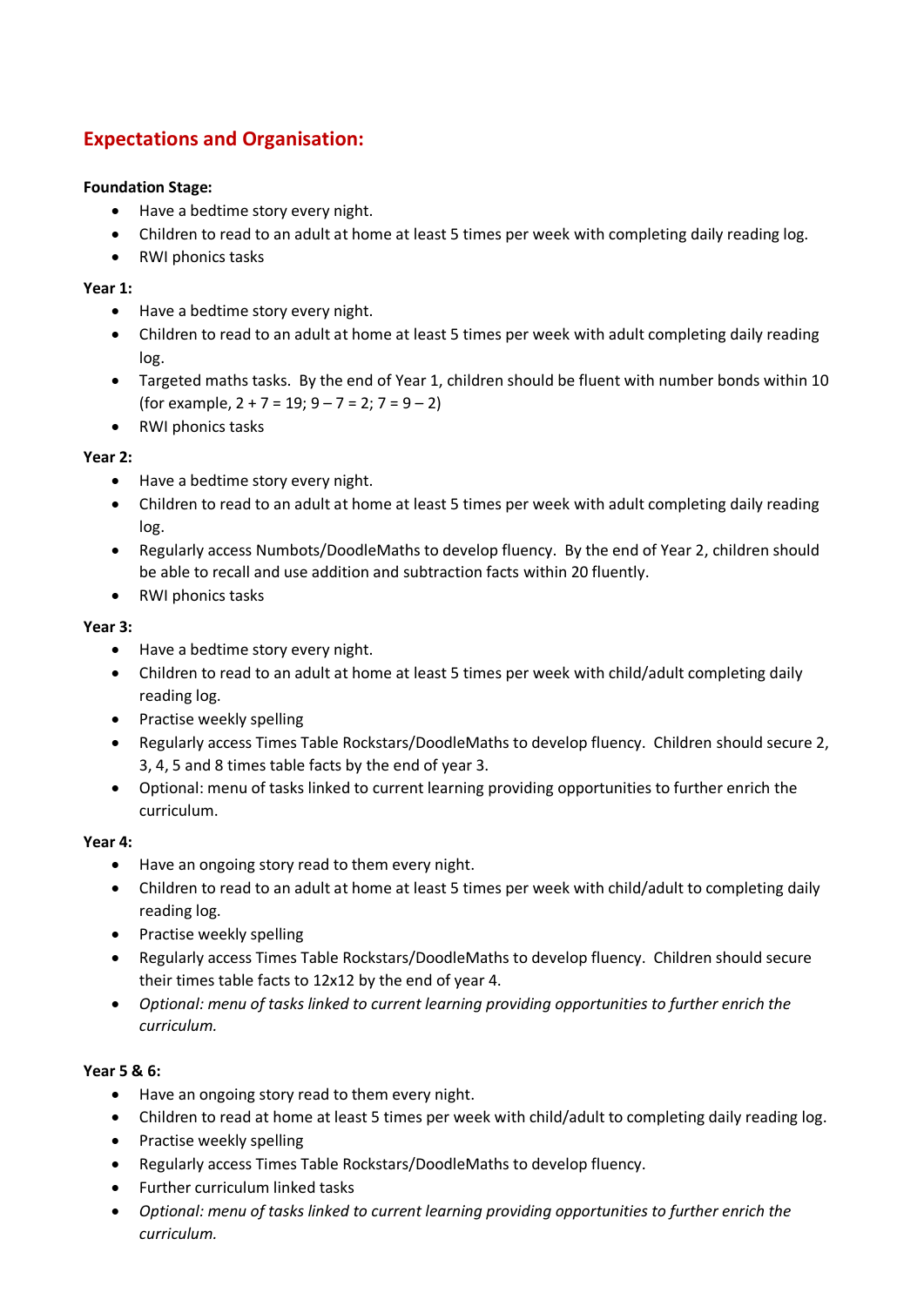## Expectations and Organisation:

**Foundation Stage:**

- Have a bedtime story every night.
- Children to read to an adult at home at least 5 times per week with completing daily reading log.
- RWI phonics tasks

**Year 1:**

- Have a bedtime story every night.
- Children to read to an adult at home at least 5 times per week with adult completing daily reading log.
- Targeted maths tasks. By the end of Year 1, children should be fluent with number bonds within 10 (for example, 2 + 7 = 19; 9 – 7 = 2; 7 = 9 – 2)
- RWI phonics tasks

**Year 2:**

- Have a bedtime story every night.
- Children to read to an adult at home at least 5 times per week with adult completing daily reading log.
- Regularly access Numbots/DoodleMaths to develop fluency. By the end of Year 2, children should be able to recall and use addition and subtraction facts within 20 fluently.
- RWI phonics tasks

**Year 3:**

- Have a bedtime story every night.
- Children to read to an adult at home at least 5 times per week with child/adult completing daily reading log.
- Practise weekly spelling
- Regularly access Times Table Rockstars/DoodleMaths to develop fluency. Children should secure 2, 3, 4, 5 and 8 times table facts by the end of year 3.
- Optional: menu of tasks linked to current learning providing opportunities to further enrich the curriculum.

**Year 4:**

- Have an ongoing story read to them every night.
- Children to read to an adult at home at least 5 times per week with child/adult to completing daily reading log.
- Practise weekly spelling
- Regularly access Times Table Rockstars/DoodleMaths to develop fluency. Children should secure their times table facts to 12x12 by the end of year 4.
- *Optional: menu of tasks linked to current learning providing opportunities to further enrich the curriculum.*

**Year 5 & 6:**

- Have an ongoing story read to them every night.
- Children to read at home at least 5 times per week with child/adult to completing daily reading log.
- Practise weekly spelling
- Regularly access Times Table Rockstars/DoodleMaths to develop fluency.
- Further curriculum linked tasks
- *Optional: menu of tasks linked to current learning providing opportunities to further enrich the curriculum.*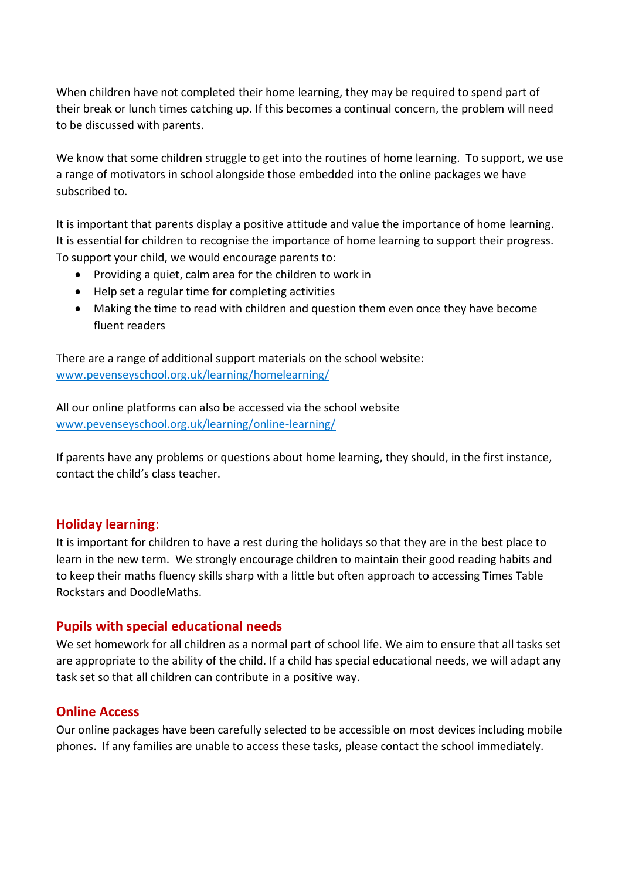When children have not completed their home learning, they may be required to spend part of their break or lunch times catching up. If this becomes a continual concern, the problem will need to be discussed with parents.

We know that some children struggle to get into the routines of home learning. To support, we use a range of motivators in school alongside those embedded into the online packages we have subscribed to.

It is important that parents display a positive attitude and value the importance of home learning. It is essential for children to recognise the importance of home learning to support their progress. To support your child, we would encourage parents to:

- Providing a quiet, calm area for the children to work in
- Help set a regular time for completing activities
- Making the time to read with children and question them even once they have become fluent readers

There are a range of additional support materials on the school website: [www.pevenseyschool.org.uk/learning/homelearning/](www.pevenseyschool.org.uk/learning/homelearning/)

All our online platforms can also be accessed via the school website [www.pevenseyschool.org.uk/learning/online-learning/](www.pevenseyschool.org.uk/learning/online-learning/)

If parents have any problems or questions about home learning, they should, in the first instance, contact the child's class teacher.

## Holiday learning:

It is important for children to have a rest during the holidays so that they are in the best place to learn in the new term. We strongly encourage children to maintain their good reading habits and to keep their maths fluency skills sharp with a little but often approach to accessing Times Table Rockstars and DoodleMaths.

## Pupils with special educational needs

We set homework for all children as a normal part of school life. We aim to ensure that all tasks set are appropriate to the ability of the child. If a child has special educational needs, we will adapt any task set so that all children can contribute in a positive way.

## Online Access

Our online packages have been carefully selected to be accessible on most devices including mobile phones. If any families are unable to access these tasks, please contact the school immediately.